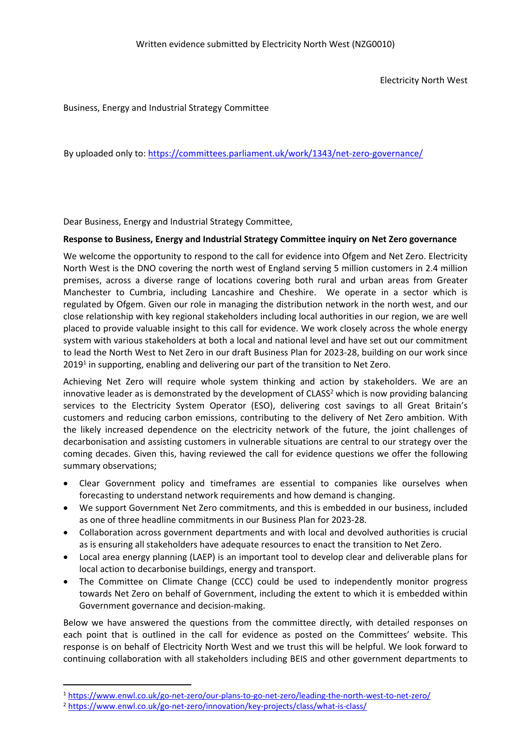Written evidence submitted by Electricity North West (NZG0010)

Electricity North West

Business, Energy and Industrial Strategy Committee

By uploaded only to: https://committees.parliament.uk/work/1343/net-zero-governance/

Dear Business, Energy and Industrial Strategy Committee,

**Response to Business, Energy and Industrial Strategy Committee inquiry on Net Zero governance**

We welcome the opportunity to respond to the call for evidence into Ofgem and Net Zero. Electricity North West is the DNO covering the north west of England serving 5 million customers in 2.4 million premises, across a diverse range of locations covering both rural and urban areas from Greater Manchester to Cumbria, including Lancashire and Cheshire. We operate in a sector which is regulated by Ofgem. Given our role in managing the distribution network in the north west, and our close relationship with key regional stakeholders including local authorities in our region, we are well placed to provide valuable insight to this call for evidence. We work closely across the whole energy system with various stakeholders at both a local and national level and have set out our commitment to lead the North West to Net Zero in our draft Business Plan for 2023-28, building on our work since 2019[1] in supporting, enabling and delivering our part of the transition to Net Zero.

Achieving Net Zero will require whole system thinking and action by stakeholders. We are an innovative leader as is demonstrated by the development of CLASS[2] which is now providing balancing services to the Electricity System Operator (ESO), delivering cost savings to all Great Britain's customers and reducing carbon emissions, contributing to the delivery of Net Zero ambition. With the likely increased dependence on the electricity network of the future, the joint challenges of decarbonisation and assisting customers in vulnerable situations are central to our strategy over the coming decades. Given this, having reviewed the call for evidence questions we offer the following summary observations;

- Clear Government policy and timeframes are essential to companies like ourselves when forecasting to understand network requirements and how demand is changing.
- We support Government Net Zero commitments, and this is embedded in our business, included as one of three headline commitments in our Business Plan for 2023-28.
- Collaboration across government departments and with local and devolved authorities is crucial as is ensuring all stakeholders have adequate resources to enact the transition to Net Zero.
- Local area energy planning (LAEP) is an important tool to develop clear and deliverable plans for local action to decarbonise buildings, energy and transport.
- The Committee on Climate Change (CCC) could be used to independently monitor progress towards Net Zero on behalf of Government, including the extent to which it is embedded within Government governance and decision-making.

Below we have answered the questions from the committee directly, with detailed responses on each point that is outlined in the call for evidence as posted on the Committees' website. This response is on behalf of Electricity North West and we trust this will be helpful. We look forward to continuing collaboration with all stakeholders including BEIS and other government departments to

[1] https://www.enwl.co.uk/go-net-zero/our-plans-to-go-net-zero/leading-the-north-west-to-net-zero/

[2] https://www.enwl.co.uk/go-net-zero/innovation/key-projects/class/what-is-class/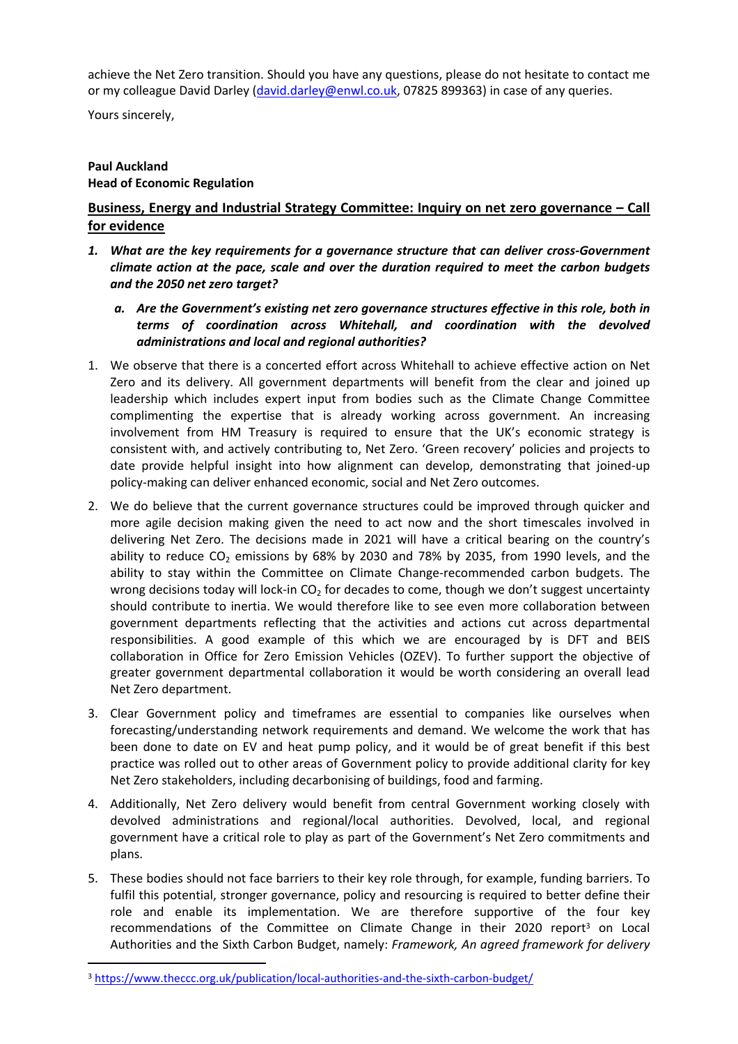achieve the Net Zero transition. Should you have any questions, please do not hesitate to contact me or my colleague David Darley (david.darley@enwl.co.uk, 07825 899363) in case of any queries.

Yours sincerely,

**Paul Auckland**
**Head of Economic Regulation**

## Business, Energy and Industrial Strategy Committee: Inquiry on net zero governance – Call for evidence

1. ***What are the key requirements for a governance structure that can deliver cross-Government climate action at the pace, scale and over the duration required to meet the carbon budgets and the 2050 net zero target?***

   a. ***Are the Government's existing net zero governance structures effective in this role, both in terms of coordination across Whitehall, and coordination with the devolved administrations and local and regional authorities?***

1. We observe that there is a concerted effort across Whitehall to achieve effective action on Net Zero and its delivery. All government departments will benefit from the clear and joined up leadership which includes expert input from bodies such as the Climate Change Committee complimenting the expertise that is already working across government. An increasing involvement from HM Treasury is required to ensure that the UK's economic strategy is consistent with, and actively contributing to, Net Zero. 'Green recovery' policies and projects to date provide helpful insight into how alignment can develop, demonstrating that joined-up policy-making can deliver enhanced economic, social and Net Zero outcomes.

2. We do believe that the current governance structures could be improved through quicker and more agile decision making given the need to act now and the short timescales involved in delivering Net Zero. The decisions made in 2021 will have a critical bearing on the country's ability to reduce $CO_2$ emissions by 68% by 2030 and 78% by 2035, from 1990 levels, and the ability to stay within the Committee on Climate Change-recommended carbon budgets. The wrong decisions today will lock-in $CO_2$ for decades to come, though we don't suggest uncertainty should contribute to inertia. We would therefore like to see even more collaboration between government departments reflecting that the activities and actions cut across departmental responsibilities. A good example of this which we are encouraged by is DFT and BEIS collaboration in Office for Zero Emission Vehicles (OZEV). To further support the objective of greater government departmental collaboration it would be worth considering an overall lead Net Zero department.

3. Clear Government policy and timeframes are essential to companies like ourselves when forecasting/understanding network requirements and demand. We welcome the work that has been done to date on EV and heat pump policy, and it would be of great benefit if this best practice was rolled out to other areas of Government policy to provide additional clarity for key Net Zero stakeholders, including decarbonising of buildings, food and farming.

4. Additionally, Net Zero delivery would benefit from central Government working closely with devolved administrations and regional/local authorities. Devolved, local, and regional government have a critical role to play as part of the Government's Net Zero commitments and plans.

5. These bodies should not face barriers to their key role through, for example, funding barriers. To fulfil this potential, stronger governance, policy and resourcing is required to better define their role and enable its implementation. We are therefore supportive of the four key recommendations of the Committee on Climate Change in their 2020 report[3] on Local Authorities and the Sixth Carbon Budget, namely: *Framework, An agreed framework for delivery*

[3] https://www.theccc.org.uk/publication/local-authorities-and-the-sixth-carbon-budget/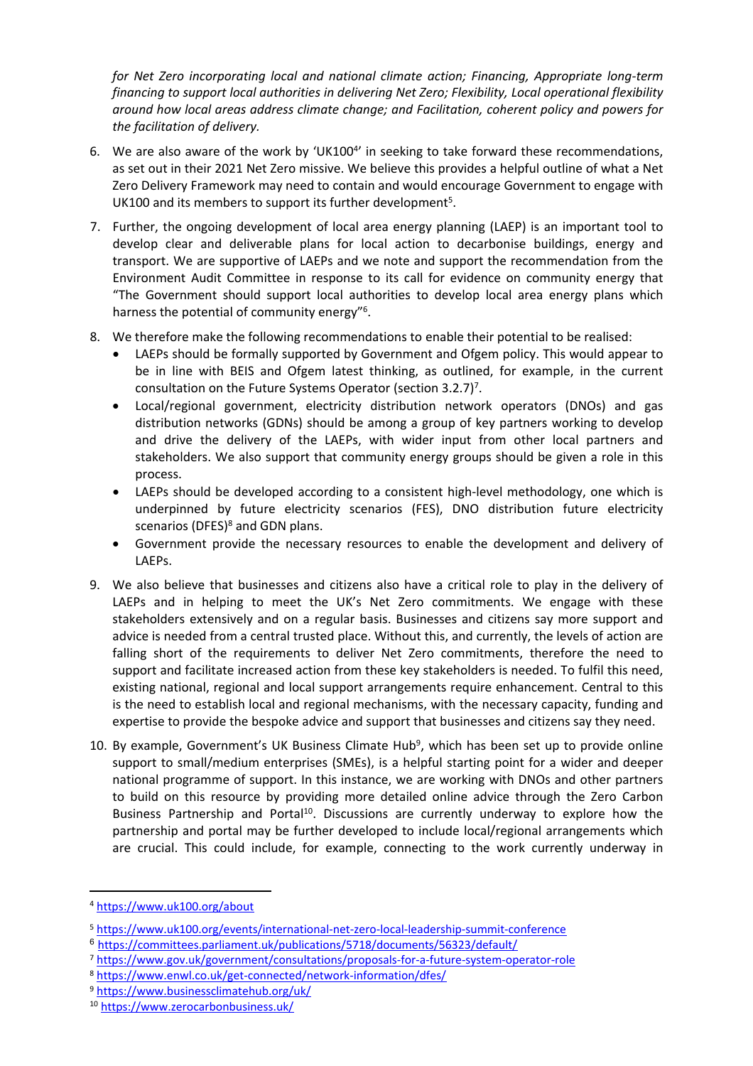*for Net Zero incorporating local and national climate action; Financing, Appropriate long-term financing to support local authorities in delivering Net Zero; Flexibility, Local operational flexibility around how local areas address climate change; and Facilitation, coherent policy and powers for the facilitation of delivery.*

6. We are also aware of the work by 'UK100[4]' in seeking to take forward these recommendations, as set out in their 2021 Net Zero missive. We believe this provides a helpful outline of what a Net Zero Delivery Framework may need to contain and would encourage Government to engage with UK100 and its members to support its further development[5].

7. Further, the ongoing development of local area energy planning (LAEP) is an important tool to develop clear and deliverable plans for local action to decarbonise buildings, energy and transport. We are supportive of LAEPs and we note and support the recommendation from the Environment Audit Committee in response to its call for evidence on community energy that "The Government should support local authorities to develop local area energy plans which harness the potential of community energy"[6].

8. We therefore make the following recommendations to enable their potential to be realised:
   - LAEPs should be formally supported by Government and Ofgem policy. This would appear to be in line with BEIS and Ofgem latest thinking, as outlined, for example, in the current consultation on the Future Systems Operator (section 3.2.7)[7].
   - Local/regional government, electricity distribution network operators (DNOs) and gas distribution networks (GDNs) should be among a group of key partners working to develop and drive the delivery of the LAEPs, with wider input from other local partners and stakeholders. We also support that community energy groups should be given a role in this process.
   - LAEPs should be developed according to a consistent high-level methodology, one which is underpinned by future electricity scenarios (FES), DNO distribution future electricity scenarios (DFES)[8] and GDN plans.
   - Government provide the necessary resources to enable the development and delivery of LAEPs.

9. We also believe that businesses and citizens also have a critical role to play in the delivery of LAEPs and in helping to meet the UK's Net Zero commitments. We engage with these stakeholders extensively and on a regular basis. Businesses and citizens say more support and advice is needed from a central trusted place. Without this, and currently, the levels of action are falling short of the requirements to deliver Net Zero commitments, therefore the need to support and facilitate increased action from these key stakeholders is needed. To fulfil this need, existing national, regional and local support arrangements require enhancement. Central to this is the need to establish local and regional mechanisms, with the necessary capacity, funding and expertise to provide the bespoke advice and support that businesses and citizens say they need.

10. By example, Government's UK Business Climate Hub[9], which has been set up to provide online support to small/medium enterprises (SMEs), is a helpful starting point for a wider and deeper national programme of support. In this instance, we are working with DNOs and other partners to build on this resource by providing more detailed online advice through the Zero Carbon Business Partnership and Portal[10]. Discussions are currently underway to explore how the partnership and portal may be further developed to include local/regional arrangements which are crucial. This could include, for example, connecting to the work currently underway in

---

[4] https://www.uk100.org/about

[5] https://www.uk100.org/events/international-net-zero-local-leadership-summit-conference

[6] https://committees.parliament.uk/publications/5718/documents/56323/default/

[7] https://www.gov.uk/government/consultations/proposals-for-a-future-system-operator-role

[8] https://www.enwl.co.uk/get-connected/network-information/dfes/

[9] https://www.businessclimatehub.org/uk/

[10] https://www.zerocarbonbusiness.uk/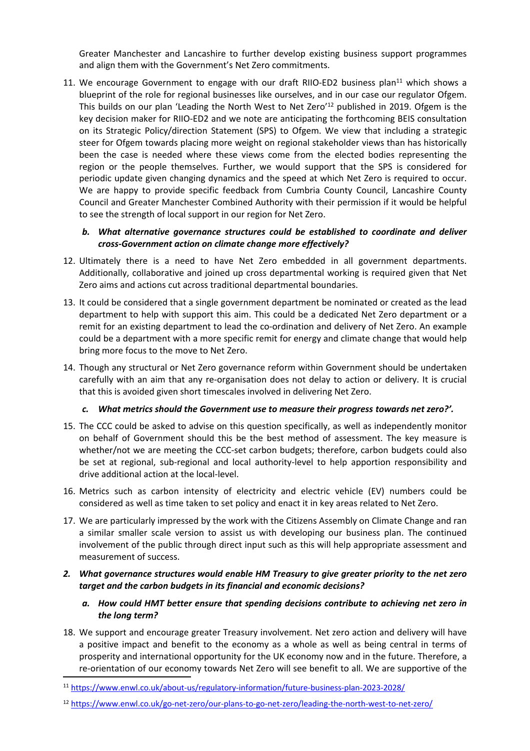Greater Manchester and Lancashire to further develop existing business support programmes and align them with the Government's Net Zero commitments.

11. We encourage Government to engage with our draft RIIO-ED2 business plan[11] which shows a blueprint of the role for regional businesses like ourselves, and in our case our regulator Ofgem. This builds on our plan 'Leading the North West to Net Zero'[12] published in 2019. Ofgem is the key decision maker for RIIO-ED2 and we note are anticipating the forthcoming BEIS consultation on its Strategic Policy/direction Statement (SPS) to Ofgem. We view that including a strategic steer for Ofgem towards placing more weight on regional stakeholder views than has historically been the case is needed where these views come from the elected bodies representing the region or the people themselves. Further, we would support that the SPS is considered for periodic update given changing dynamics and the speed at which Net Zero is required to occur. We are happy to provide specific feedback from Cumbria County Council, Lancashire County Council and Greater Manchester Combined Authority with their permission if it would be helpful to see the strength of local support in our region for Net Zero.

   b. ***What alternative governance structures could be established to coordinate and deliver cross-Government action on climate change more effectively?***

12. Ultimately there is a need to have Net Zero embedded in all government departments. Additionally, collaborative and joined up cross departmental working is required given that Net Zero aims and actions cut across traditional departmental boundaries.

13. It could be considered that a single government department be nominated or created as the lead department to help with support this aim. This could be a dedicated Net Zero department or a remit for an existing department to lead the co-ordination and delivery of Net Zero. An example could be a department with a more specific remit for energy and climate change that would help bring more focus to the move to Net Zero.

14. Though any structural or Net Zero governance reform within Government should be undertaken carefully with an aim that any re-organisation does not delay to action or delivery. It is crucial that this is avoided given short timescales involved in delivering Net Zero.

   c. ***What metrics should the Government use to measure their progress towards net zero?'.***

15. The CCC could be asked to advise on this question specifically, as well as independently monitor on behalf of Government should this be the best method of assessment. The key measure is whether/not we are meeting the CCC-set carbon budgets; therefore, carbon budgets could also be set at regional, sub-regional and local authority-level to help apportion responsibility and drive additional action at the local-level.

16. Metrics such as carbon intensity of electricity and electric vehicle (EV) numbers could be considered as well as time taken to set policy and enact it in key areas related to Net Zero.

17. We are particularly impressed by the work with the Citizens Assembly on Climate Change and ran a similar smaller scale version to assist us with developing our business plan. The continued involvement of the public through direct input such as this will help appropriate assessment and measurement of success.

2. ***What governance structures would enable HM Treasury to give greater priority to the net zero target and the carbon budgets in its financial and economic decisions?***

   a. ***How could HMT better ensure that spending decisions contribute to achieving net zero in the long term?***

18. We support and encourage greater Treasury involvement. Net zero action and delivery will have a positive impact and benefit to the economy as a whole as well as being central in terms of prosperity and international opportunity for the UK economy now and in the future. Therefore, a re-orientation of our economy towards Net Zero will see benefit to all. We are supportive of the

---

[11] https://www.enwl.co.uk/about-us/regulatory-information/future-business-plan-2023-2028/

[12] https://www.enwl.co.uk/go-net-zero/our-plans-to-go-net-zero/leading-the-north-west-to-net-zero/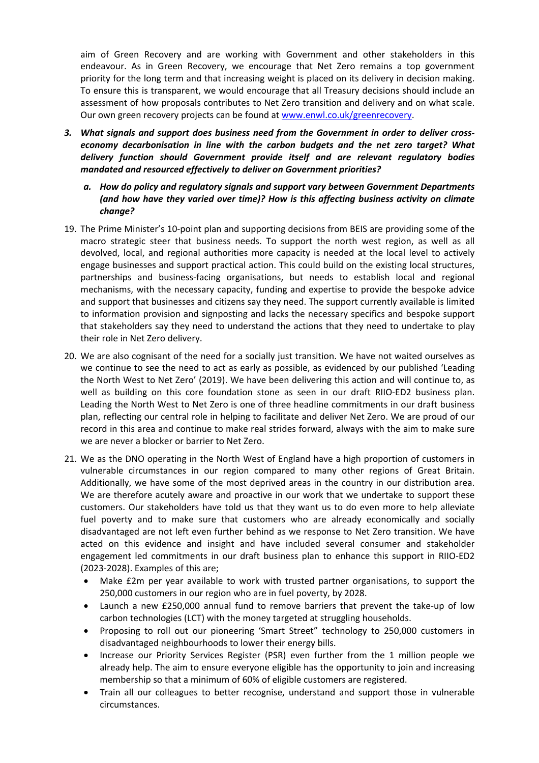aim of Green Recovery and are working with Government and other stakeholders in this endeavour. As in Green Recovery, we encourage that Net Zero remains a top government priority for the long term and that increasing weight is placed on its delivery in decision making. To ensure this is transparent, we would encourage that all Treasury decisions should include an assessment of how proposals contributes to Net Zero transition and delivery and on what scale. Our own green recovery projects can be found at [www.enwl.co.uk/greenrecovery](www.enwl.co.uk/greenrecovery).

3. ***What signals and support does business need from the Government in order to deliver cross-economy decarbonisation in line with the carbon budgets and the net zero target? What delivery function should Government provide itself and are relevant regulatory bodies mandated and resourced effectively to deliver on Government priorities?***

    a. ***How do policy and regulatory signals and support vary between Government Departments (and how have they varied over time)? How is this affecting business activity on climate change?***

19. The Prime Minister's 10-point plan and supporting decisions from BEIS are providing some of the macro strategic steer that business needs. To support the north west region, as well as all devolved, local, and regional authorities more capacity is needed at the local level to actively engage businesses and support practical action. This could build on the existing local structures, partnerships and business-facing organisations, but needs to establish local and regional mechanisms, with the necessary capacity, funding and expertise to provide the bespoke advice and support that businesses and citizens say they need. The support currently available is limited to information provision and signposting and lacks the necessary specifics and bespoke support that stakeholders say they need to understand the actions that they need to undertake to play their role in Net Zero delivery.

20. We are also cognisant of the need for a socially just transition. We have not waited ourselves as we continue to see the need to act as early as possible, as evidenced by our published 'Leading the North West to Net Zero' (2019). We have been delivering this action and will continue to, as well as building on this core foundation stone as seen in our draft RIIO-ED2 business plan. Leading the North West to Net Zero is one of three headline commitments in our draft business plan, reflecting our central role in helping to facilitate and deliver Net Zero. We are proud of our record in this area and continue to make real strides forward, always with the aim to make sure we are never a blocker or barrier to Net Zero.

21. We as the DNO operating in the North West of England have a high proportion of customers in vulnerable circumstances in our region compared to many other regions of Great Britain. Additionally, we have some of the most deprived areas in the country in our distribution area. We are therefore acutely aware and proactive in our work that we undertake to support these customers. Our stakeholders have told us that they want us to do even more to help alleviate fuel poverty and to make sure that customers who are already economically and socially disadvantaged are not left even further behind as we response to Net Zero transition. We have acted on this evidence and insight and have included several consumer and stakeholder engagement led commitments in our draft business plan to enhance this support in RIIO-ED2 (2023-2028). Examples of this are;
    - Make £2m per year available to work with trusted partner organisations, to support the 250,000 customers in our region who are in fuel poverty, by 2028.
    - Launch a new £250,000 annual fund to remove barriers that prevent the take-up of low carbon technologies (LCT) with the money targeted at struggling households.
    - Proposing to roll out our pioneering 'Smart Street' technology to 250,000 customers in disadvantaged neighbourhoods to lower their energy bills.
    - Increase our Priority Services Register (PSR) even further from the 1 million people we already help. The aim to ensure everyone eligible has the opportunity to join and increasing membership so that a minimum of 60% of eligible customers are registered.
    - Train all our colleagues to better recognise, understand and support those in vulnerable circumstances.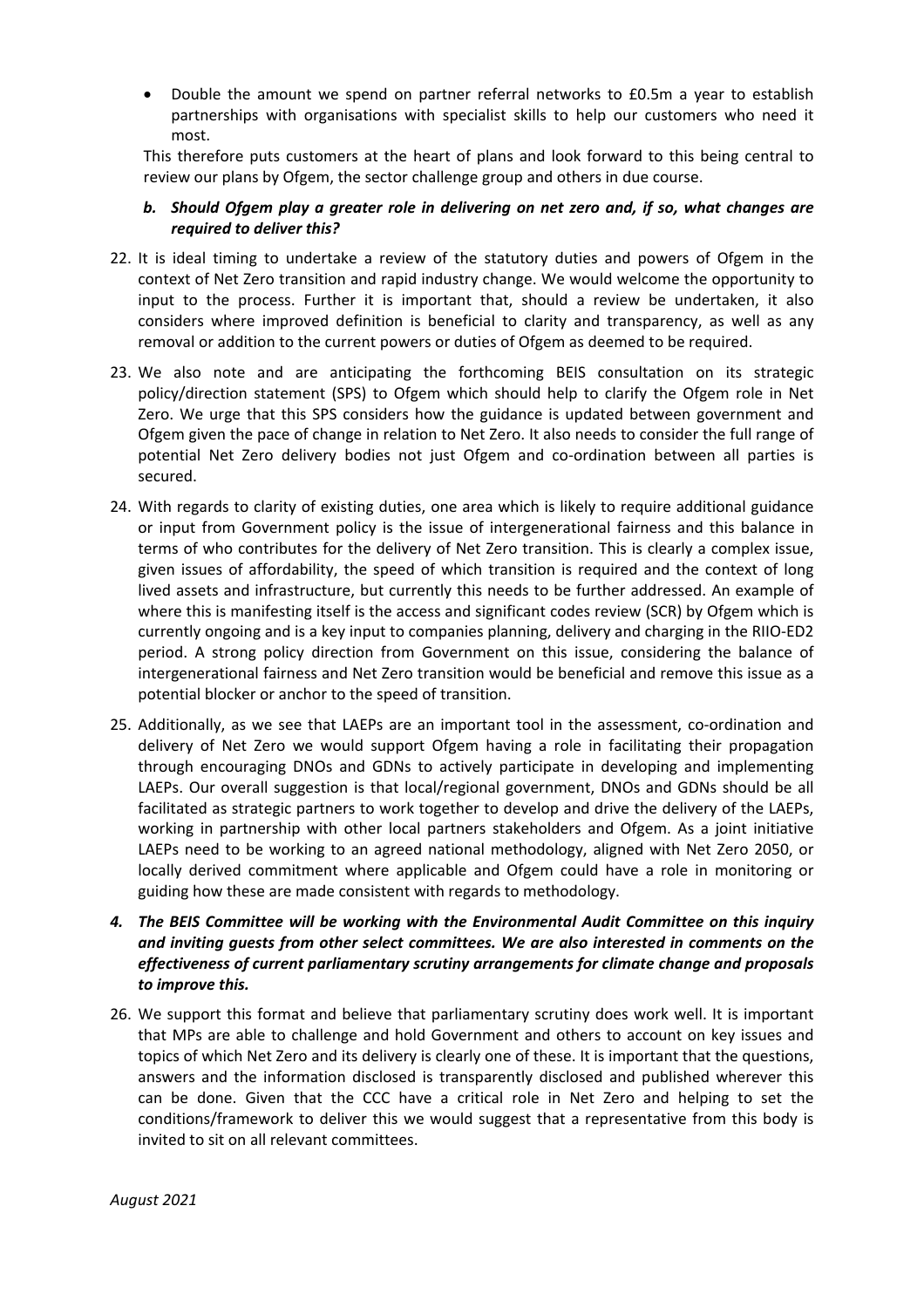- Double the amount we spend on partner referral networks to £0.5m a year to establish partnerships with organisations with specialist skills to help our customers who need it most.

This therefore puts customers at the heart of plans and look forward to this being central to review our plans by Ofgem, the sector challenge group and others in due course.

***b. Should Ofgem play a greater role in delivering on net zero and, if so, what changes are required to deliver this?***

22. It is ideal timing to undertake a review of the statutory duties and powers of Ofgem in the context of Net Zero transition and rapid industry change. We would welcome the opportunity to input to the process. Further it is important that, should a review be undertaken, it also considers where improved definition is beneficial to clarity and transparency, as well as any removal or addition to the current powers or duties of Ofgem as deemed to be required.

23. We also note and are anticipating the forthcoming BEIS consultation on its strategic policy/direction statement (SPS) to Ofgem which should help to clarify the Ofgem role in Net Zero. We urge that this SPS considers how the guidance is updated between government and Ofgem given the pace of change in relation to Net Zero. It also needs to consider the full range of potential Net Zero delivery bodies not just Ofgem and co-ordination between all parties is secured.

24. With regards to clarity of existing duties, one area which is likely to require additional guidance or input from Government policy is the issue of intergenerational fairness and this balance in terms of who contributes for the delivery of Net Zero transition. This is clearly a complex issue, given issues of affordability, the speed of which transition is required and the context of long lived assets and infrastructure, but currently this needs to be further addressed. An example of where this is manifesting itself is the access and significant codes review (SCR) by Ofgem which is currently ongoing and is a key input to companies planning, delivery and charging in the RIIO-ED2 period. A strong policy direction from Government on this issue, considering the balance of intergenerational fairness and Net Zero transition would be beneficial and remove this issue as a potential blocker or anchor to the speed of transition.

25. Additionally, as we see that LAEPs are an important tool in the assessment, co-ordination and delivery of Net Zero we would support Ofgem having a role in facilitating their propagation through encouraging DNOs and GDNs to actively participate in developing and implementing LAEPs. Our overall suggestion is that local/regional government, DNOs and GDNs should be all facilitated as strategic partners to work together to develop and drive the delivery of the LAEPs, working in partnership with other local partners stakeholders and Ofgem. As a joint initiative LAEPs need to be working to an agreed national methodology, aligned with Net Zero 2050, or locally derived commitment where applicable and Ofgem could have a role in monitoring or guiding how these are made consistent with regards to methodology.

***4. The BEIS Committee will be working with the Environmental Audit Committee on this inquiry and inviting guests from other select committees. We are also interested in comments on the effectiveness of current parliamentary scrutiny arrangements for climate change and proposals to improve this.***

26. We support this format and believe that parliamentary scrutiny does work well. It is important that MPs are able to challenge and hold Government and others to account on key issues and topics of which Net Zero and its delivery is clearly one of these. It is important that the questions, answers and the information disclosed is transparently disclosed and published wherever this can be done. Given that the CCC have a critical role in Net Zero and helping to set the conditions/framework to deliver this we would suggest that a representative from this body is invited to sit on all relevant committees.

*August 2021*